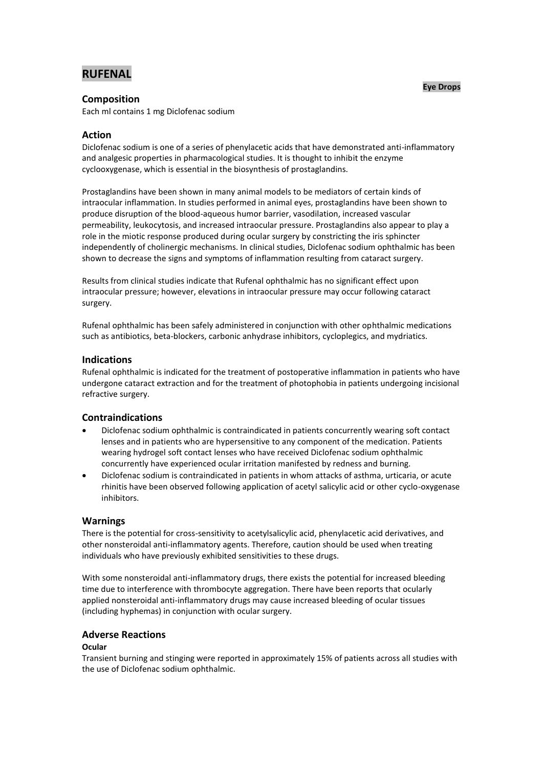# RUFENAL

**Eye Drops**

## Composition

Each ml contains 1 mg Diclofenac sodium

## Action

Diclofenac sodium is one of a series of phenylacetic acids that have demonstrated anti-inflammatory and analgesic properties in pharmacological studies. It is thought to inhibit the enzyme cyclooxygenase, which is essential in the biosynthesis of prostaglandins.

Prostaglandins have been shown in many animal models to be mediators of certain kinds of intraocular inflammation. In studies performed in animal eyes, prostaglandins have been shown to produce disruption of the blood-aqueous humor barrier, vasodilation, increased vascular permeability, leukocytosis, and increased intraocular pressure. Prostaglandins also appear to play a role in the miotic response produced during ocular surgery by constricting the iris sphincter independently of cholinergic mechanisms. In clinical studies, Diclofenac sodium ophthalmic has been shown to decrease the signs and symptoms of inflammation resulting from cataract surgery.

Results from clinical studies indicate that Rufenal ophthalmic has no significant effect upon intraocular pressure; however, elevations in intraocular pressure may occur following cataract surgery.

Rufenal ophthalmic has been safely administered in conjunction with other ophthalmic medications such as antibiotics, beta-blockers, carbonic anhydrase inhibitors, cycloplegics, and mydriatics.

## Indications

Rufenal ophthalmic is indicated for the treatment of postoperative inflammation in patients who have undergone cataract extraction and for the treatment of photophobia in patients undergoing incisional refractive surgery.

## Contraindications

- Diclofenac sodium ophthalmic is contraindicated in patients concurrently wearing soft contact lenses and in patients who are hypersensitive to any component of the medication. Patients wearing hydrogel soft contact lenses who have received Diclofenac sodium ophthalmic concurrently have experienced ocular irritation manifested by redness and burning.
- Diclofenac sodium is contraindicated in patients in whom attacks of asthma, urticaria, or acute rhinitis have been observed following application of acetyl salicylic acid or other cyclo-oxygenase inhibitors.

## Warnings

There is the potential for cross-sensitivity to acetylsalicylic acid, phenylacetic acid derivatives, and other nonsteroidal anti-inflammatory agents. Therefore, caution should be used when treating individuals who have previously exhibited sensitivities to these drugs.

With some nonsteroidal anti-inflammatory drugs, there exists the potential for increased bleeding time due to interference with thrombocyte aggregation. There have been reports that ocularly applied nonsteroidal anti-inflammatory drugs may cause increased bleeding of ocular tissues (including hyphemas) in conjunction with ocular surgery.

## Adverse Reactions

**Ocular**

Transient burning and stinging were reported in approximately 15% of patients across all studies with the use of Diclofenac sodium ophthalmic.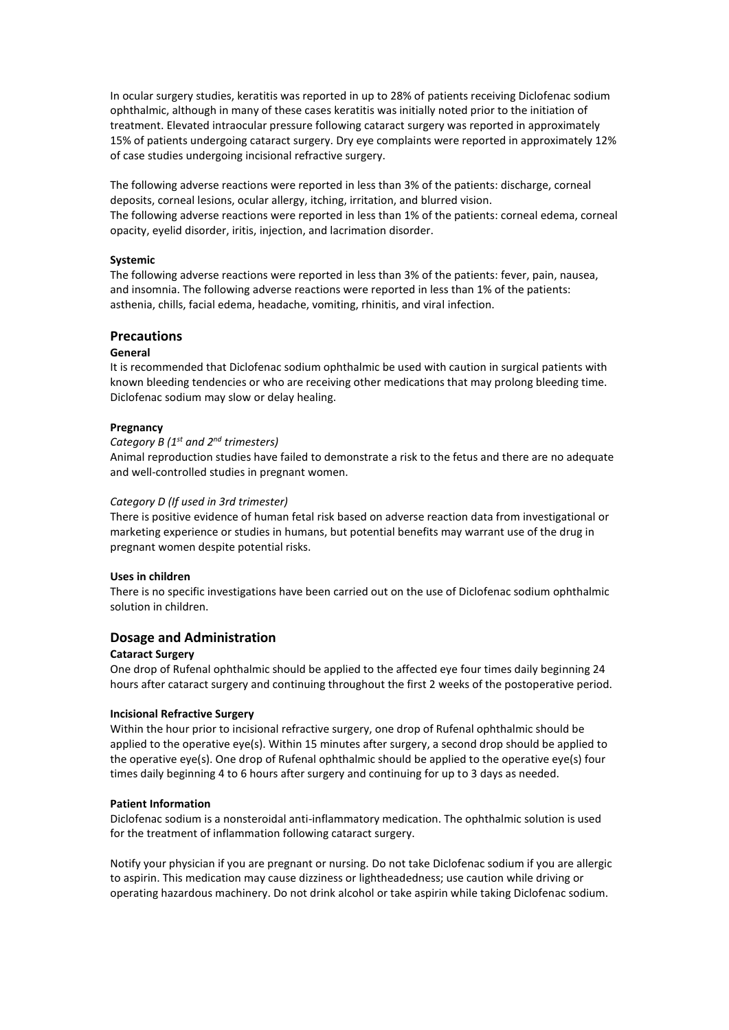In ocular surgery studies, keratitis was reported in up to 28% of patients receiving Diclofenac sodium ophthalmic, although in many of these cases keratitis was initially noted prior to the initiation of treatment. Elevated intraocular pressure following cataract surgery was reported in approximately 15% of patients undergoing cataract surgery. Dry eye complaints were reported in approximately 12% of case studies undergoing incisional refractive surgery.

The following adverse reactions were reported in less than 3% of the patients: discharge, corneal deposits, corneal lesions, ocular allergy, itching, irritation, and blurred vision.
The following adverse reactions were reported in less than 1% of the patients: corneal edema, corneal opacity, eyelid disorder, iritis, injection, and lacrimation disorder.

**Systemic**

The following adverse reactions were reported in less than 3% of the patients: fever, pain, nausea, and insomnia. The following adverse reactions were reported in less than 1% of the patients: asthenia, chills, facial edema, headache, vomiting, rhinitis, and viral infection.

## Precautions

**General**

It is recommended that Diclofenac sodium ophthalmic be used with caution in surgical patients with known bleeding tendencies or who are receiving other medications that may prolong bleeding time. Diclofenac sodium may slow or delay healing.

**Pregnancy**

*Category B (1st and 2nd trimesters)*

Animal reproduction studies have failed to demonstrate a risk to the fetus and there are no adequate and well-controlled studies in pregnant women.

*Category D (If used in 3rd trimester)*

There is positive evidence of human fetal risk based on adverse reaction data from investigational or marketing experience or studies in humans, but potential benefits may warrant use of the drug in pregnant women despite potential risks.

**Uses in children**

There is no specific investigations have been carried out on the use of Diclofenac sodium ophthalmic solution in children.

## Dosage and Administration

**Cataract Surgery**

One drop of Rufenal ophthalmic should be applied to the affected eye four times daily beginning 24 hours after cataract surgery and continuing throughout the first 2 weeks of the postoperative period.

**Incisional Refractive Surgery**

Within the hour prior to incisional refractive surgery, one drop of Rufenal ophthalmic should be applied to the operative eye(s). Within 15 minutes after surgery, a second drop should be applied to the operative eye(s). One drop of Rufenal ophthalmic should be applied to the operative eye(s) four times daily beginning 4 to 6 hours after surgery and continuing for up to 3 days as needed.

**Patient Information**

Diclofenac sodium is a nonsteroidal anti-inflammatory medication. The ophthalmic solution is used for the treatment of inflammation following cataract surgery.

Notify your physician if you are pregnant or nursing. Do not take Diclofenac sodium if you are allergic to aspirin. This medication may cause dizziness or lightheadedness; use caution while driving or operating hazardous machinery. Do not drink alcohol or take aspirin while taking Diclofenac sodium.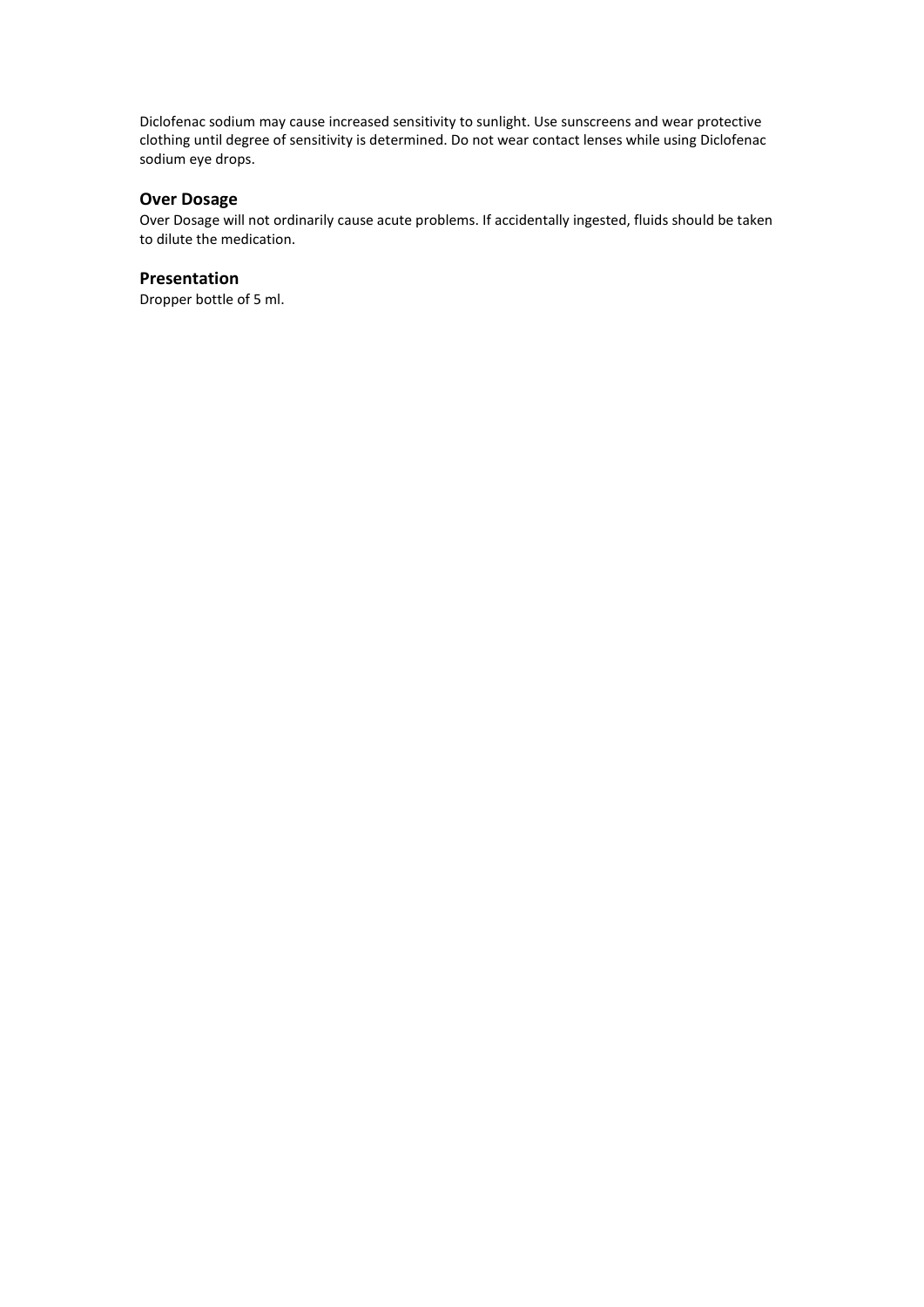Diclofenac sodium may cause increased sensitivity to sunlight. Use sunscreens and wear protective clothing until degree of sensitivity is determined. Do not wear contact lenses while using Diclofenac sodium eye drops.

## Over Dosage

Over Dosage will not ordinarily cause acute problems. If accidentally ingested, fluids should be taken to dilute the medication.

## Presentation

Dropper bottle of 5 ml.